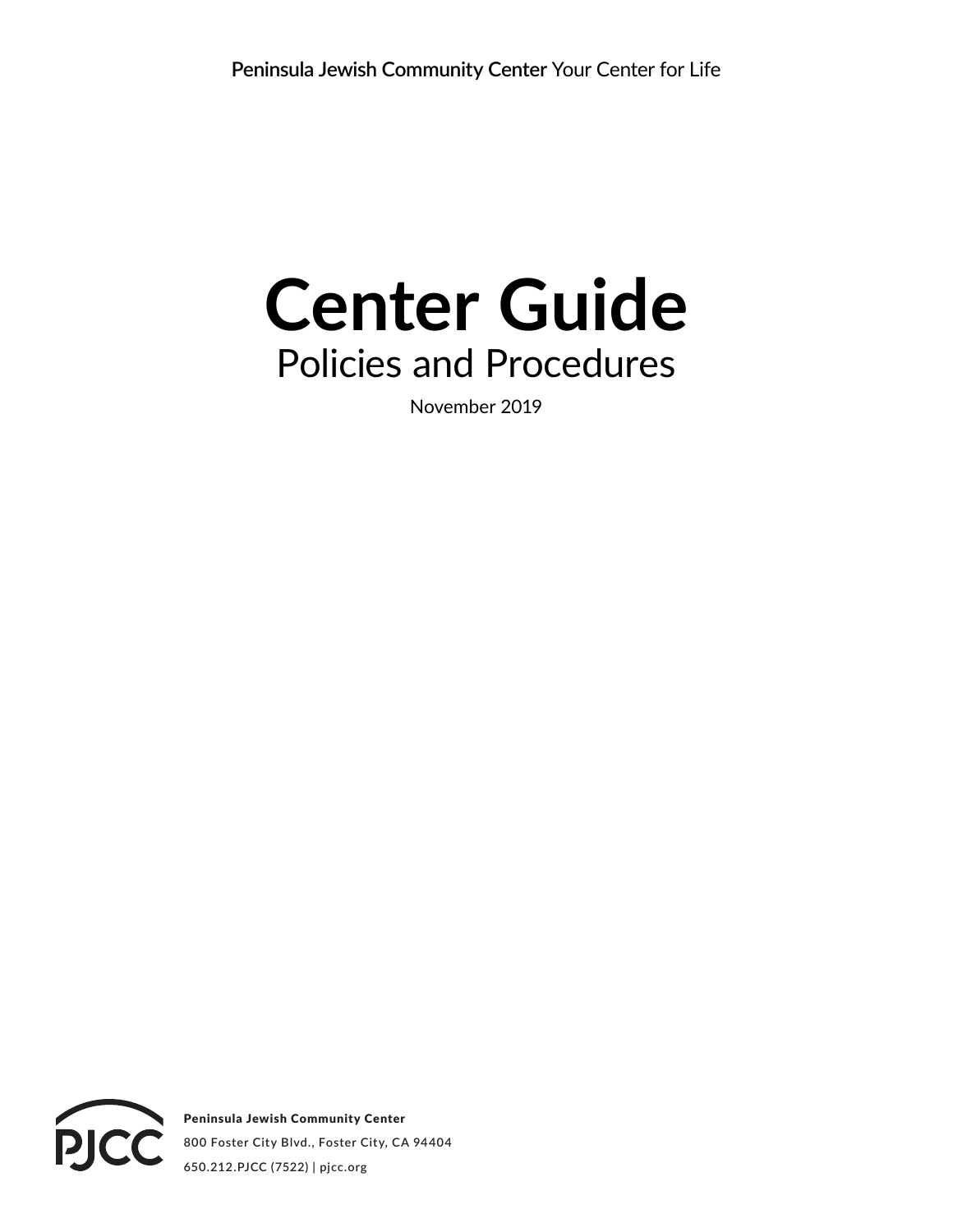**Peninsula Jewish Community Center** Your Center for Life

# Center Guide

## Policies and Procedures

November 2019

**Peninsula Jewish Community Center**

800 Foster City Blvd., Foster City, CA 94404

650.212.PJCC (7522) | pjcc.org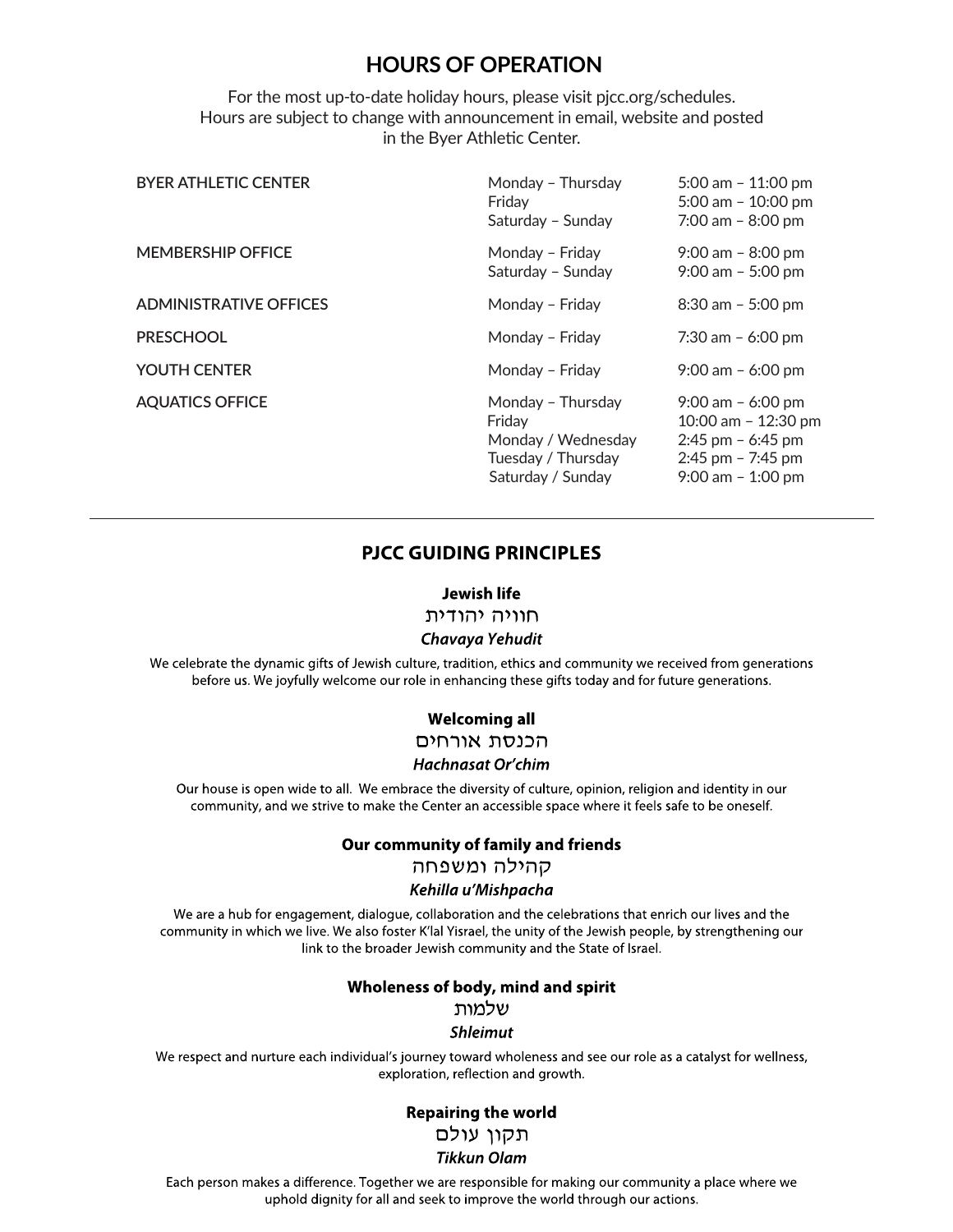# HOURS OF OPERATION

For the most up-to-date holiday hours, please visit pjcc.org/schedules.
Hours are subject to change with announcement in email, website and posted in the Byer Athletic Center.

| | | |
|---|---|---|
| BYER ATHLETIC CENTER | Monday – Thursday | 5:00 am – 11:00 pm |
| | Friday | 5:00 am – 10:00 pm |
| | Saturday – Sunday | 7:00 am – 8:00 pm |
| MEMBERSHIP OFFICE | Monday – Friday | 9:00 am – 8:00 pm |
| | Saturday – Sunday | 9:00 am – 5:00 pm |
| ADMINISTRATIVE OFFICES | Monday – Friday | 8:30 am – 5:00 pm |
| PRESCHOOL | Monday – Friday | 7:30 am – 6:00 pm |
| YOUTH CENTER | Monday – Friday | 9:00 am – 6:00 pm |
| AQUATICS OFFICE | Monday – Thursday | 9:00 am – 6:00 pm |
| | Friday | 10:00 am – 12:30 pm |
| | Monday / Wednesday | 2:45 pm – 6:45 pm |
| | Tuesday / Thursday | 2:45 pm – 7:45 pm |
| | Saturday / Sunday | 9:00 am – 1:00 pm |

---

## PJCC GUIDING PRINCIPLES

### Jewish life

חוויה יהודית

***Chavaya Yehudit***

We celebrate the dynamic gifts of Jewish culture, tradition, ethics and community we received from generations before us. We joyfully welcome our role in enhancing these gifts today and for future generations.

### Welcoming all

הכנסת אורחים

***Hachnasat Or'chim***

Our house is open wide to all. We embrace the diversity of culture, opinion, religion and identity in our community, and we strive to make the Center an accessible space where it feels safe to be oneself.

### Our community of family and friends

קהילה ומשפחה

***Kehilla u'Mishpacha***

We are a hub for engagement, dialogue, collaboration and the celebrations that enrich our lives and the community in which we live. We also foster K'lal Yisrael, the unity of the Jewish people, by strengthening our link to the broader Jewish community and the State of Israel.

### Wholeness of body, mind and spirit

שלמות

***Shleimut***

We respect and nurture each individual's journey toward wholeness and see our role as a catalyst for wellness, exploration, reflection and growth.

### Repairing the world

תקון עולם

***Tikkun Olam***

Each person makes a difference. Together we are responsible for making our community a place where we uphold dignity for all and seek to improve the world through our actions.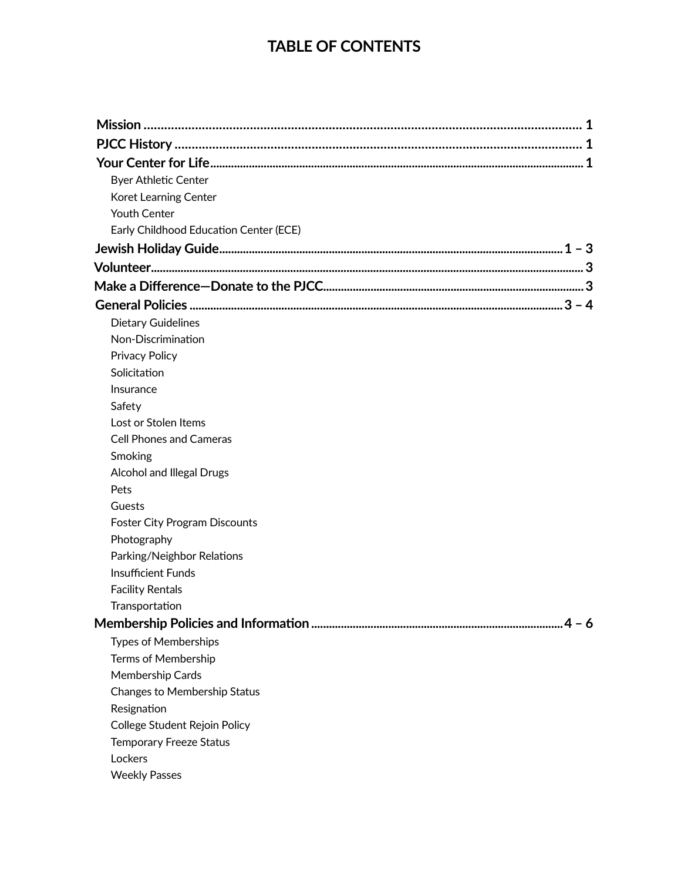# TABLE OF CONTENTS

**Mission** ............................................................................................................................ **1**

**PJCC History** ...................................................................................................................... **1**

**Your Center for Life** .......................................................................................................... **1**

- Byer Athletic Center
- Koret Learning Center
- Youth Center
- Early Childhood Education Center (ECE)

**Jewish Holiday Guide** ................................................................................................. **1 – 3**

**Volunteer** ............................................................................................................................ **3**

**Make a Difference—Donate to the PJCC** ......................................................................... **3**

**General Policies** .......................................................................................................... **3 – 4**

- Dietary Guidelines
- Non-Discrimination
- Privacy Policy
- Solicitation
- Insurance
- Safety
- Lost or Stolen Items
- Cell Phones and Cameras
- Smoking
- Alcohol and Illegal Drugs
- Pets
- Guests
- Foster City Program Discounts
- Photography
- Parking/Neighbor Relations
- Insufficient Funds
- Facility Rentals
- Transportation

**Membership Policies and Information** ........................................................................ **4 – 6**

- Types of Memberships
- Terms of Membership
- Membership Cards
- Changes to Membership Status
- Resignation
- College Student Rejoin Policy
- Temporary Freeze Status
- Lockers
- Weekly Passes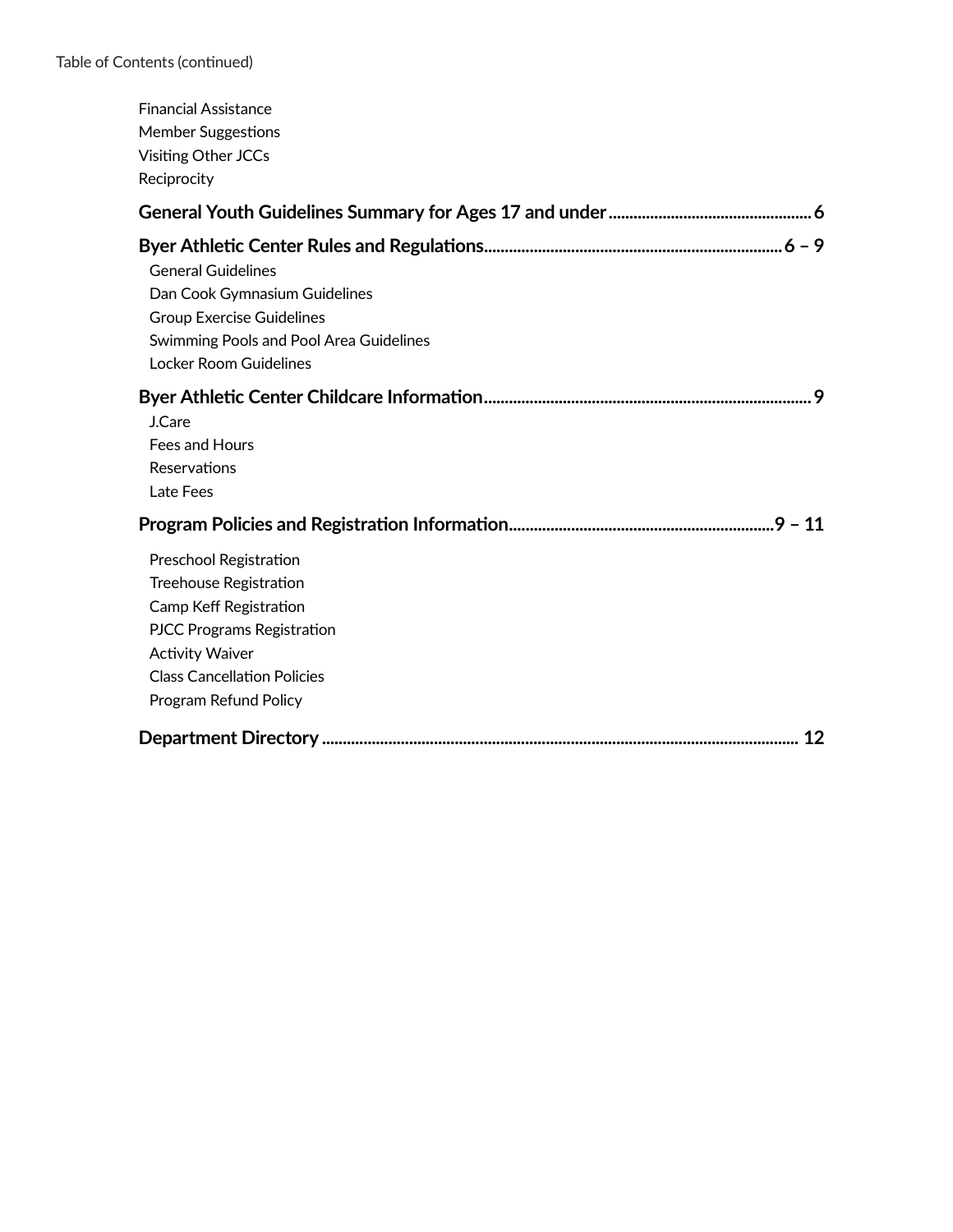Table of Contents (continued)

- Financial Assistance
- Member Suggestions
- Visiting Other JCCs
- Reciprocity

**General Youth Guidelines Summary for Ages 17 and under................................................6**

**Byer Athletic Center Rules and Regulations.......................................................................6 – 9**

- General Guidelines
- Dan Cook Gymnasium Guidelines
- Group Exercise Guidelines
- Swimming Pools and Pool Area Guidelines
- Locker Room Guidelines

**Byer Athletic Center Childcare Information.............................................................................9**

- J.Care
- Fees and Hours
- Reservations
- Late Fees

**Program Policies and Registration Information...............................................................9 – 11**

- Preschool Registration
- Treehouse Registration
- Camp Keff Registration
- PJCC Programs Registration
- Activity Waiver
- Class Cancellation Policies
- Program Refund Policy

**Department Directory ................................................................................................................ 12**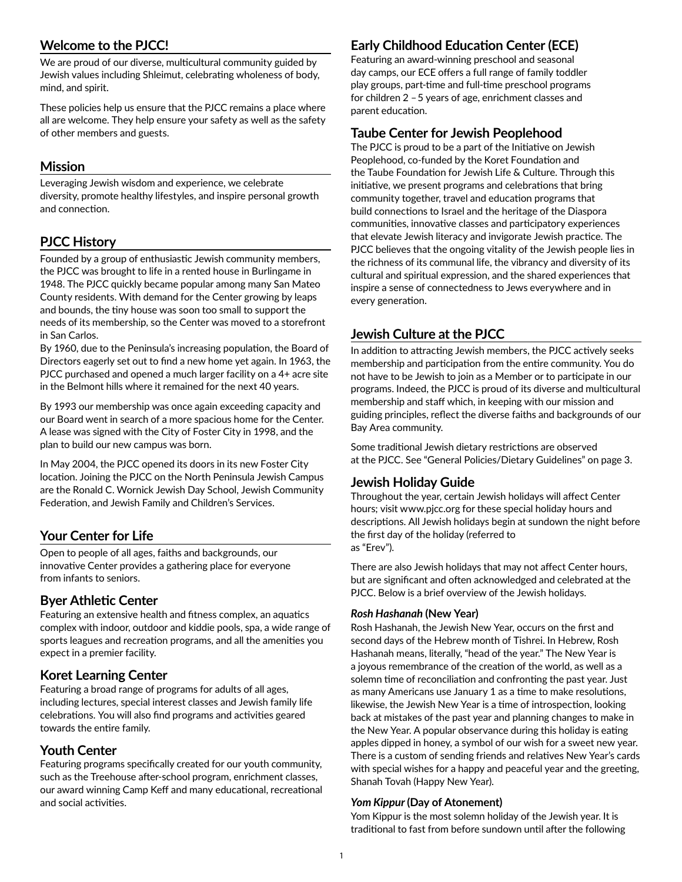## Welcome to the PJCC!

We are proud of our diverse, multicultural community guided by Jewish values including Shleimut, celebrating wholeness of body, mind, and spirit.

These policies help us ensure that the PJCC remains a place where all are welcome. They help ensure your safety as well as the safety of other members and guests.

## Mission

Leveraging Jewish wisdom and experience, we celebrate diversity, promote healthy lifestyles, and inspire personal growth and connection.

## PJCC History

Founded by a group of enthusiastic Jewish community members, the PJCC was brought to life in a rented house in Burlingame in 1948. The PJCC quickly became popular among many San Mateo County residents. With demand for the Center growing by leaps and bounds, the tiny house was soon too small to support the needs of its membership, so the Center was moved to a storefront in San Carlos.

By 1960, due to the Peninsula's increasing population, the Board of Directors eagerly set out to find a new home yet again. In 1963, the PJCC purchased and opened a much larger facility on a 4+ acre site in the Belmont hills where it remained for the next 40 years.

By 1993 our membership was once again exceeding capacity and our Board went in search of a more spacious home for the Center. A lease was signed with the City of Foster City in 1998, and the plan to build our new campus was born.

In May 2004, the PJCC opened its doors in its new Foster City location. Joining the PJCC on the North Peninsula Jewish Campus are the Ronald C. Wornick Jewish Day School, Jewish Community Federation, and Jewish Family and Children's Services.

## Your Center for Life

Open to people of all ages, faiths and backgrounds, our innovative Center provides a gathering place for everyone from infants to seniors.

## Byer Athletic Center

Featuring an extensive health and fitness complex, an aquatics complex with indoor, outdoor and kiddie pools, spa, a wide range of sports leagues and recreation programs, and all the amenities you expect in a premier facility.

## Koret Learning Center

Featuring a broad range of programs for adults of all ages, including lectures, special interest classes and Jewish family life celebrations. You will also find programs and activities geared towards the entire family.

## Youth Center

Featuring programs specifically created for our youth community, such as the Treehouse after-school program, enrichment classes, our award winning Camp Keff and many educational, recreational and social activities.

## Early Childhood Education Center (ECE)

Featuring an award-winning preschool and seasonal day camps, our ECE offers a full range of family toddler play groups, part-time and full-time preschool programs for children 2 – 5 years of age, enrichment classes and parent education.

## Taube Center for Jewish Peoplehood

The PJCC is proud to be a part of the Initiative on Jewish Peoplehood, co-funded by the Koret Foundation and the Taube Foundation for Jewish Life & Culture. Through this initiative, we present programs and celebrations that bring community together, travel and education programs that build connections to Israel and the heritage of the Diaspora communities, innovative classes and participatory experiences that elevate Jewish literacy and invigorate Jewish practice. The PJCC believes that the ongoing vitality of the Jewish people lies in the richness of its communal life, the vibrancy and diversity of its cultural and spiritual expression, and the shared experiences that inspire a sense of connectedness to Jews everywhere and in every generation.

## Jewish Culture at the PJCC

In addition to attracting Jewish members, the PJCC actively seeks membership and participation from the entire community. You do not have to be Jewish to join as a Member or to participate in our programs. Indeed, the PJCC is proud of its diverse and multicultural membership and staff which, in keeping with our mission and guiding principles, reflect the diverse faiths and backgrounds of our Bay Area community.

Some traditional Jewish dietary restrictions are observed at the PJCC. See "General Policies/Dietary Guidelines" on page 3.

## Jewish Holiday Guide

Throughout the year, certain Jewish holidays will affect Center hours; visit www.pjcc.org for these special holiday hours and descriptions. All Jewish holidays begin at sundown the night before the first day of the holiday (referred to as "Erev").

There are also Jewish holidays that may not affect Center hours, but are significant and often acknowledged and celebrated at the PJCC. Below is a brief overview of the Jewish holidays.

#### *Rosh Hashanah* (New Year)

Rosh Hashanah, the Jewish New Year, occurs on the first and second days of the Hebrew month of Tishrei. In Hebrew, Rosh Hashanah means, literally, "head of the year." The New Year is a joyous remembrance of the creation of the world, as well as a solemn time of reconciliation and confronting the past year. Just as many Americans use January 1 as a time to make resolutions, likewise, the Jewish New Year is a time of introspection, looking back at mistakes of the past year and planning changes to make in the New Year. A popular observance during this holiday is eating apples dipped in honey, a symbol of our wish for a sweet new year. There is a custom of sending friends and relatives New Year's cards with special wishes for a happy and peaceful year and the greeting, Shanah Tovah (Happy New Year).

#### *Yom Kippur* (Day of Atonement)

Yom Kippur is the most solemn holiday of the Jewish year. It is traditional to fast from before sundown until after the following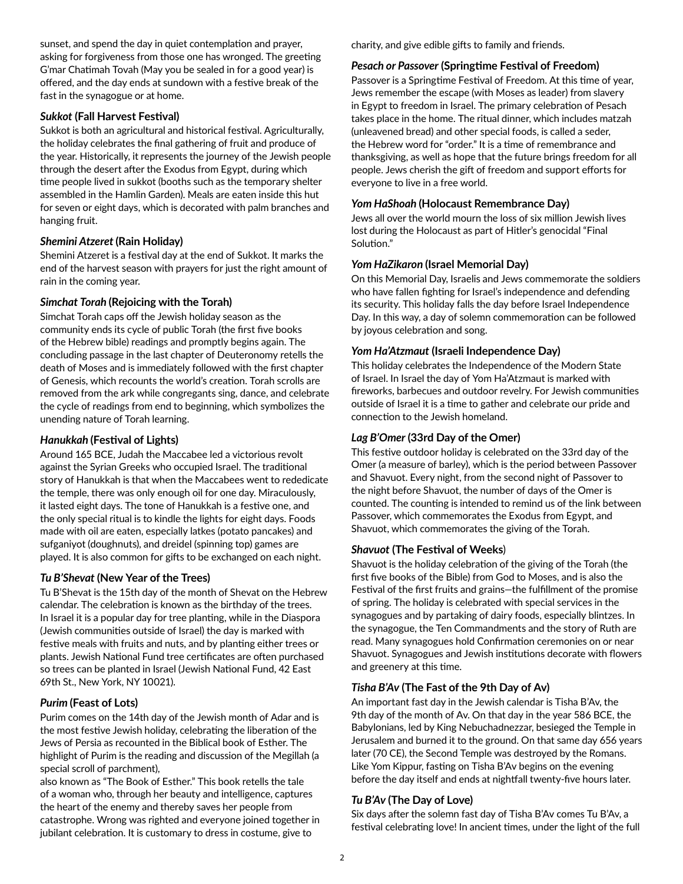sunset, and spend the day in quiet contemplation and prayer, asking for forgiveness from those one has wronged. The greeting G'mar Chatimah Tovah (May you be sealed in for a good year) is offered, and the day ends at sundown with a festive break of the fast in the synagogue or at home.

### *Sukkot* (Fall Harvest Festival)

Sukkot is both an agricultural and historical festival. Agriculturally, the holiday celebrates the final gathering of fruit and produce of the year. Historically, it represents the journey of the Jewish people through the desert after the Exodus from Egypt, during which time people lived in sukkot (booths such as the temporary shelter assembled in the Hamlin Garden). Meals are eaten inside this hut for seven or eight days, which is decorated with palm branches and hanging fruit.

### *Shemini Atzeret* (Rain Holiday)

Shemini Atzeret is a festival day at the end of Sukkot. It marks the end of the harvest season with prayers for just the right amount of rain in the coming year.

### *Simchat Torah* (Rejoicing with the Torah)

Simchat Torah caps off the Jewish holiday season as the community ends its cycle of public Torah (the first five books of the Hebrew bible) readings and promptly begins again. The concluding passage in the last chapter of Deuteronomy retells the death of Moses and is immediately followed with the first chapter of Genesis, which recounts the world's creation. Torah scrolls are removed from the ark while congregants sing, dance, and celebrate the cycle of readings from end to beginning, which symbolizes the unending nature of Torah learning.

### *Hanukkah* (Festival of Lights)

Around 165 BCE, Judah the Maccabee led a victorious revolt against the Syrian Greeks who occupied Israel. The traditional story of Hanukkah is that when the Maccabees went to rededicate the temple, there was only enough oil for one day. Miraculously, it lasted eight days. The tone of Hanukkah is a festive one, and the only special ritual is to kindle the lights for eight days. Foods made with oil are eaten, especially latkes (potato pancakes) and sufganiyot (doughnuts), and dreidel (spinning top) games are played. It is also common for gifts to be exchanged on each night.

### *Tu B'Shevat* (New Year of the Trees)

Tu B'Shevat is the 15th day of the month of Shevat on the Hebrew calendar. The celebration is known as the birthday of the trees. In Israel it is a popular day for tree planting, while in the Diaspora (Jewish communities outside of Israel) the day is marked with festive meals with fruits and nuts, and by planting either trees or plants. Jewish National Fund tree certificates are often purchased so trees can be planted in Israel (Jewish National Fund, 42 East 69th St., New York, NY 10021).

### *Purim* (Feast of Lots)

Purim comes on the 14th day of the Jewish month of Adar and is the most festive Jewish holiday, celebrating the liberation of the Jews of Persia as recounted in the Biblical book of Esther. The highlight of Purim is the reading and discussion of the Megillah (a special scroll of parchment),
also known as "The Book of Esther." This book retells the tale of a woman who, through her beauty and intelligence, captures the heart of the enemy and thereby saves her people from catastrophe. Wrong was righted and everyone joined together in jubilant celebration. It is customary to dress in costume, give to charity, and give edible gifts to family and friends.

### *Pesach or Passover* (Springtime Festival of Freedom)

Passover is a Springtime Festival of Freedom. At this time of year, Jews remember the escape (with Moses as leader) from slavery in Egypt to freedom in Israel. The primary celebration of Pesach takes place in the home. The ritual dinner, which includes matzah (unleavened bread) and other special foods, is called a seder, the Hebrew word for "order." It is a time of remembrance and thanksgiving, as well as hope that the future brings freedom for all people. Jews cherish the gift of freedom and support efforts for everyone to live in a free world.

### *Yom HaShoah* (Holocaust Remembrance Day)

Jews all over the world mourn the loss of six million Jewish lives lost during the Holocaust as part of Hitler's genocidal "Final Solution."

### *Yom HaZikaron* (Israel Memorial Day)

On this Memorial Day, Israelis and Jews commemorate the soldiers who have fallen fighting for Israel's independence and defending its security. This holiday falls the day before Israel Independence Day. In this way, a day of solemn commemoration can be followed by joyous celebration and song.

### *Yom Ha'Atzmaut* (Israeli Independence Day)

This holiday celebrates the Independence of the Modern State of Israel. In Israel the day of Yom Ha'Atzmaut is marked with fireworks, barbecues and outdoor revelry. For Jewish communities outside of Israel it is a time to gather and celebrate our pride and connection to the Jewish homeland.

### *Lag B'Omer* (33rd Day of the Omer)

This festive outdoor holiday is celebrated on the 33rd day of the Omer (a measure of barley), which is the period between Passover and Shavuot. Every night, from the second night of Passover to the night before Shavuot, the number of days of the Omer is counted. The counting is intended to remind us of the link between Passover, which commemorates the Exodus from Egypt, and Shavuot, which commemorates the giving of the Torah.

### *Shavuot* (The Festival of Weeks)

Shavuot is the holiday celebration of the giving of the Torah (the first five books of the Bible) from God to Moses, and is also the Festival of the first fruits and grains—the fulfillment of the promise of spring. The holiday is celebrated with special services in the synagogues and by partaking of dairy foods, especially blintzes. In the synagogue, the Ten Commandments and the story of Ruth are read. Many synagogues hold Confirmation ceremonies on or near Shavuot. Synagogues and Jewish institutions decorate with flowers and greenery at this time.

### *Tisha B'Av* (The Fast of the 9th Day of Av)

An important fast day in the Jewish calendar is Tisha B'Av, the 9th day of the month of Av. On that day in the year 586 BCE, the Babylonians, led by King Nebuchadnezzar, besieged the Temple in Jerusalem and burned it to the ground. On that same day 656 years later (70 CE), the Second Temple was destroyed by the Romans. Like Yom Kippur, fasting on Tisha B'Av begins on the evening before the day itself and ends at nightfall twenty-five hours later.

### *Tu B'Av* (The Day of Love)

Six days after the solemn fast day of Tisha B'Av comes Tu B'Av, a festival celebrating love! In ancient times, under the light of the full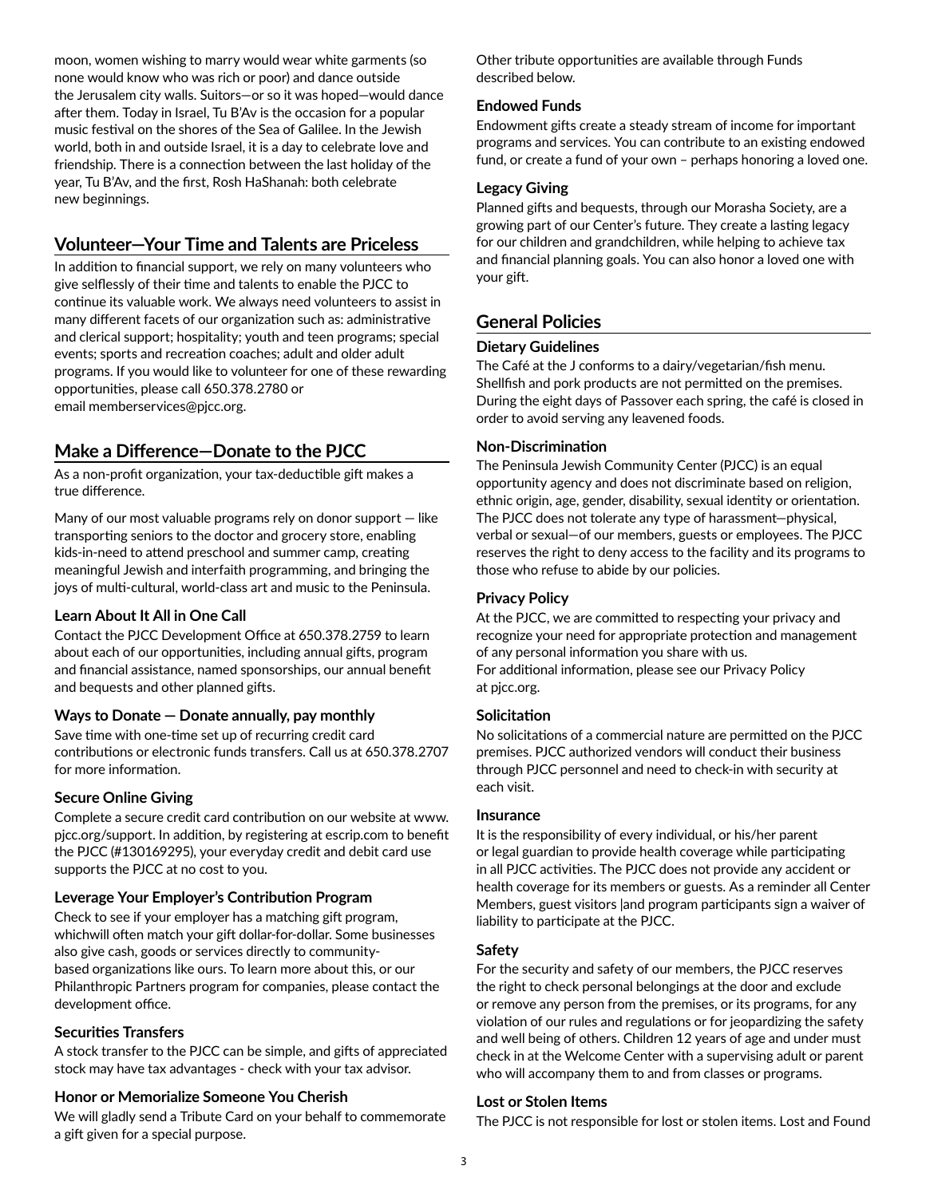moon, women wishing to marry would wear white garments (so none would know who was rich or poor) and dance outside the Jerusalem city walls. Suitors—or so it was hoped—would dance after them. Today in Israel, Tu B'Av is the occasion for a popular music festival on the shores of the Sea of Galilee. In the Jewish world, both in and outside Israel, it is a day to celebrate love and friendship. There is a connection between the last holiday of the year, Tu B'Av, and the first, Rosh HaShanah: both celebrate new beginnings.

## Volunteer—Your Time and Talents are Priceless

In addition to financial support, we rely on many volunteers who give selflessly of their time and talents to enable the PJCC to continue its valuable work. We always need volunteers to assist in many different facets of our organization such as: administrative and clerical support; hospitality; youth and teen programs; special events; sports and recreation coaches; adult and older adult programs. If you would like to volunteer for one of these rewarding opportunities, please call 650.378.2780 or email memberservices@pjcc.org.

## Make a Difference—Donate to the PJCC

As a non-profit organization, your tax-deductible gift makes a true difference.

Many of our most valuable programs rely on donor support — like transporting seniors to the doctor and grocery store, enabling kids-in-need to attend preschool and summer camp, creating meaningful Jewish and interfaith programming, and bringing the joys of multi-cultural, world-class art and music to the Peninsula.

### Learn About It All in One Call

Contact the PJCC Development Office at 650.378.2759 to learn about each of our opportunities, including annual gifts, program and financial assistance, named sponsorships, our annual benefit and bequests and other planned gifts.

### Ways to Donate — Donate annually, pay monthly

Save time with one-time set up of recurring credit card contributions or electronic funds transfers. Call us at 650.378.2707 for more information.

### Secure Online Giving

Complete a secure credit card contribution on our website at www.pjcc.org/support. In addition, by registering at escrip.com to benefit the PJCC (#130169295), your everyday credit and debit card use supports the PJCC at no cost to you.

### Leverage Your Employer's Contribution Program

Check to see if your employer has a matching gift program, whichwill often match your gift dollar-for-dollar. Some businesses also give cash, goods or services directly to community-based organizations like ours. To learn more about this, or our Philanthropic Partners program for companies, please contact the development office.

### Securities Transfers

A stock transfer to the PJCC can be simple, and gifts of appreciated stock may have tax advantages - check with your tax advisor.

### Honor or Memorialize Someone You Cherish

We will gladly send a Tribute Card on your behalf to commemorate a gift given for a special purpose.

Other tribute opportunities are available through Funds described below.

### Endowed Funds

Endowment gifts create a steady stream of income for important programs and services. You can contribute to an existing endowed fund, or create a fund of your own – perhaps honoring a loved one.

### Legacy Giving

Planned gifts and bequests, through our Morasha Society, are a growing part of our Center's future. They create a lasting legacy for our children and grandchildren, while helping to achieve tax and financial planning goals. You can also honor a loved one with your gift.

## General Policies

### Dietary Guidelines

The Café at the J conforms to a dairy/vegetarian/fish menu. Shellfish and pork products are not permitted on the premises. During the eight days of Passover each spring, the café is closed in order to avoid serving any leavened foods.

### Non-Discrimination

The Peninsula Jewish Community Center (PJCC) is an equal opportunity agency and does not discriminate based on religion, ethnic origin, age, gender, disability, sexual identity or orientation. The PJCC does not tolerate any type of harassment—physical, verbal or sexual—of our members, guests or employees. The PJCC reserves the right to deny access to the facility and its programs to those who refuse to abide by our policies.

### Privacy Policy

At the PJCC, we are committed to respecting your privacy and recognize your need for appropriate protection and management of any personal information you share with us.
For additional information, please see our Privacy Policy at pjcc.org.

### Solicitation

No solicitations of a commercial nature are permitted on the PJCC premises. PJCC authorized vendors will conduct their business through PJCC personnel and need to check-in with security at each visit.

### Insurance

It is the responsibility of every individual, or his/her parent or legal guardian to provide health coverage while participating in all PJCC activities. The PJCC does not provide any accident or health coverage for its members or guests. As a reminder all Center Members, guest visitors |and program participants sign a waiver of liability to participate at the PJCC.

### Safety

For the security and safety of our members, the PJCC reserves the right to check personal belongings at the door and exclude or remove any person from the premises, or its programs, for any violation of our rules and regulations or for jeopardizing the safety and well being of others. Children 12 years of age and under must check in at the Welcome Center with a supervising adult or parent who will accompany them to and from classes or programs.

### Lost or Stolen Items

The PJCC is not responsible for lost or stolen items. Lost and Found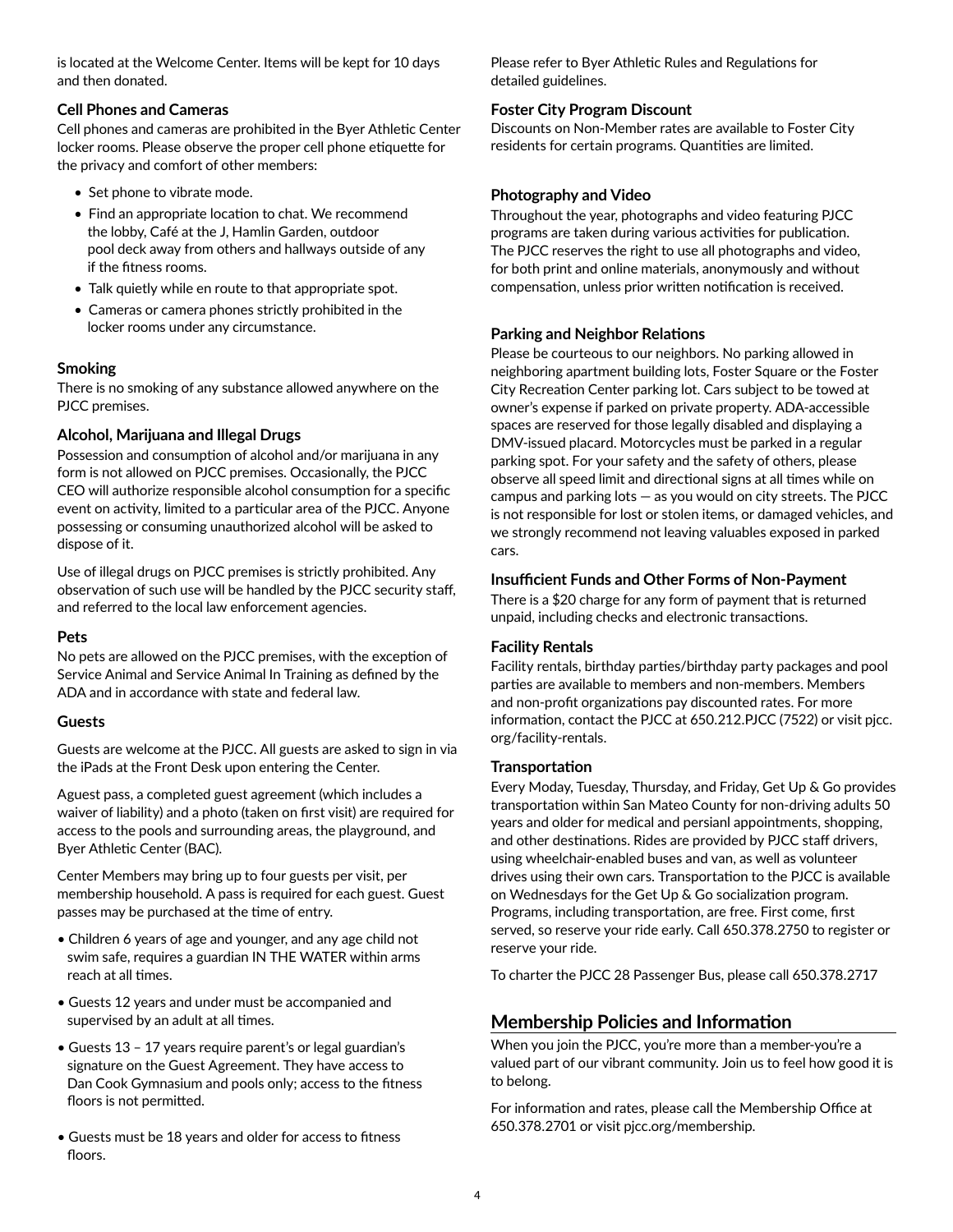is located at the Welcome Center. Items will be kept for 10 days and then donated.

### Cell Phones and Cameras

Cell phones and cameras are prohibited in the Byer Athletic Center locker rooms. Please observe the proper cell phone etiquette for the privacy and comfort of other members:

- Set phone to vibrate mode.
- Find an appropriate location to chat. We recommend the lobby, Café at the J, Hamlin Garden, outdoor pool deck away from others and hallways outside of any if the fitness rooms.
- Talk quietly while en route to that appropriate spot.
- Cameras or camera phones strictly prohibited in the locker rooms under any circumstance.

### Smoking

There is no smoking of any substance allowed anywhere on the PJCC premises.

### Alcohol, Marijuana and Illegal Drugs

Possession and consumption of alcohol and/or marijuana in any form is not allowed on PJCC premises. Occasionally, the PJCC CEO will authorize responsible alcohol consumption for a specific event on activity, limited to a particular area of the PJCC. Anyone possessing or consuming unauthorized alcohol will be asked to dispose of it.

Use of illegal drugs on PJCC premises is strictly prohibited. Any observation of such use will be handled by the PJCC security staff, and referred to the local law enforcement agencies.

### Pets

No pets are allowed on the PJCC premises, with the exception of Service Animal and Service Animal In Training as defined by the ADA and in accordance with state and federal law.

### Guests

Guests are welcome at the PJCC. All guests are asked to sign in via the iPads at the Front Desk upon entering the Center.

Aguest pass, a completed guest agreement (which includes a waiver of liability) and a photo (taken on first visit) are required for access to the pools and surrounding areas, the playground, and Byer Athletic Center (BAC).

Center Members may bring up to four guests per visit, per membership household. A pass is required for each guest. Guest passes may be purchased at the time of entry.

- Children 6 years of age and younger, and any age child not swim safe, requires a guardian IN THE WATER within arms reach at all times.
- Guests 12 years and under must be accompanied and supervised by an adult at all times.
- Guests 13 – 17 years require parent's or legal guardian's signature on the Guest Agreement. They have access to Dan Cook Gymnasium and pools only; access to the fitness floors is not permitted.
- Guests must be 18 years and older for access to fitness floors.

Please refer to Byer Athletic Rules and Regulations for detailed guidelines.

### Foster City Program Discount

Discounts on Non-Member rates are available to Foster City residents for certain programs. Quantities are limited.

### Photography and Video

Throughout the year, photographs and video featuring PJCC programs are taken during various activities for publication. The PJCC reserves the right to use all photographs and video, for both print and online materials, anonymously and without compensation, unless prior written notification is received.

### Parking and Neighbor Relations

Please be courteous to our neighbors. No parking allowed in neighboring apartment building lots, Foster Square or the Foster City Recreation Center parking lot. Cars subject to be towed at owner's expense if parked on private property. ADA-accessible spaces are reserved for those legally disabled and displaying a DMV-issued placard. Motorcycles must be parked in a regular parking spot. For your safety and the safety of others, please observe all speed limit and directional signs at all times while on campus and parking lots — as you would on city streets. The PJCC is not responsible for lost or stolen items, or damaged vehicles, and we strongly recommend not leaving valuables exposed in parked cars.

### Insufficient Funds and Other Forms of Non-Payment

There is a $20 charge for any form of payment that is returned unpaid, including checks and electronic transactions.

### Facility Rentals

Facility rentals, birthday parties/birthday party packages and pool parties are available to members and non-members. Members and non-profit organizations pay discounted rates. For more information, contact the PJCC at 650.212.PJCC (7522) or visit pjcc.org/facility-rentals.

### Transportation

Every Moday, Tuesday, Thursday, and Friday, Get Up & Go provides transportation within San Mateo County for non-driving adults 50 years and older for medical and persianl appointments, shopping, and other destinations. Rides are provided by PJCC staff drivers, using wheelchair-enabled buses and van, as well as volunteer drives using their own cars. Transportation to the PJCC is available on Wednesdays for the Get Up & Go socialization program. Programs, including transportation, are free. First come, first served, so reserve your ride early. Call 650.378.2750 to register or reserve your ride.

To charter the PJCC 28 Passenger Bus, please call 650.378.2717

## Membership Policies and Information

When you join the PJCC, you're more than a member-you're a valued part of our vibrant community. Join us to feel how good it is to belong.

For information and rates, please call the Membership Office at 650.378.2701 or visit pjcc.org/membership.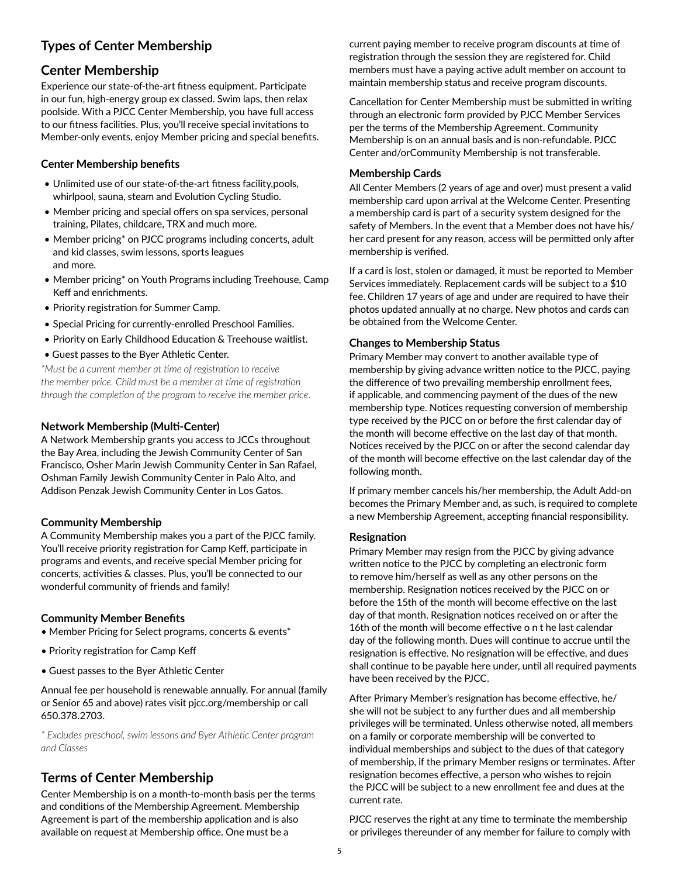## Types of Center Membership

## Center Membership

Experience our state-of-the-art fitness equipment. Participate in our fun, high-energy group ex classed. Swim laps, then relax poolside. With a PJCC Center Membership, you have full access to our fitness facilities. Plus, you'll receive special invitations to Member-only events, enjoy Member pricing and special benefits.

### Center Membership benefits

- Unlimited use of our state-of-the-art fitness facility,pools, whirlpool, sauna, steam and Evolution Cycling Studio.
- Member pricing and special offers on spa services, personal training, Pilates, childcare, TRX and much more.
- Member pricing* on PJCC programs including concerts, adult and kid classes, swim lessons, sports leagues and more.
- Member pricing* on Youth Programs including Treehouse, Camp Keff and enrichments.
- Priority registration for Summer Camp.
- Special Pricing for currently-enrolled Preschool Families.
- Priority on Early Childhood Education & Treehouse waitlist.
- Guest passes to the Byer Athletic Center.

*\*Must be a current member at time of registration to receive the member price. Child must be a member at time of registration through the completion of the program to receive the member price.*

### Network Membership (Multi-Center)

A Network Membership grants you access to JCCs throughout the Bay Area, including the Jewish Community Center of San Francisco, Osher Marin Jewish Community Center in San Rafael, Oshman Family Jewish Community Center in Palo Alto, and Addison Penzak Jewish Community Center in Los Gatos.

### Community Membership

A Community Membership makes you a part of the PJCC family. You'll receive priority registration for Camp Keff, participate in programs and events, and receive special Member pricing for concerts, activities & classes. Plus, you'll be connected to our wonderful community of friends and family!

### Community Member Benefits

- Member Pricing for Select programs, concerts & events*
- Priority registration for Camp Keff
- Guest passes to the Byer Athletic Center

Annual fee per household is renewable annually. For annual (family or Senior 65 and above) rates visit pjcc.org/membership or call 650.378.2703.

*\* Excludes preschool, swim lessons and Byer Athletic Center program and Classes*

## Terms of Center Membership

Center Membership is on a month-to-month basis per the terms and conditions of the Membership Agreement. Membership Agreement is part of the membership application and is also available on request at Membership office. One must be a current paying member to receive program discounts at time of registration through the session they are registered for. Child members must have a paying active adult member on account to maintain membership status and receive program discounts.

Cancellation for Center Membership must be submitted in writing through an electronic form provided by PJCC Member Services per the terms of the Membership Agreement. Community Membership is on an annual basis and is non-refundable. PJCC Center and/orCommunity Membership is not transferable.

### Membership Cards

All Center Members (2 years of age and over) must present a valid membership card upon arrival at the Welcome Center. Presenting a membership card is part of a security system designed for the safety of Members. In the event that a Member does not have his/her card present for any reason, access will be permitted only after membership is verified.

If a card is lost, stolen or damaged, it must be reported to Member Services immediately. Replacement cards will be subject to a $10 fee. Children 17 years of age and under are required to have their photos updated annually at no charge. New photos and cards can be obtained from the Welcome Center.

### Changes to Membership Status

Primary Member may convert to another available type of membership by giving advance written notice to the PJCC, paying the difference of two prevailing membership enrollment fees, if applicable, and commencing payment of the dues of the new membership type. Notices requesting conversion of membership type received by the PJCC on or before the first calendar day of the month will become effective on the last day of that month. Notices received by the PJCC on or after the second calendar day of the month will become effective on the last calendar day of the following month.

If primary member cancels his/her membership, the Adult Add-on becomes the Primary Member and, as such, is required to complete a new Membership Agreement, accepting financial responsibility.

### Resignation

Primary Member may resign from the PJCC by giving advance written notice to the PJCC by completing an electronic form to remove him/herself as well as any other persons on the membership. Resignation notices received by the PJCC on or before the 15th of the month will become effective on the last day of that month. Resignation notices received on or after the 16th of the month will become effective o n t he last calendar day of the following month. Dues will continue to accrue until the resignation is effective. No resignation will be effective, and dues shall continue to be payable here under, until all required payments have been received by the PJCC.

After Primary Member's resignation has become effective, he/she will not be subject to any further dues and all membership privileges will be terminated. Unless otherwise noted, all members on a family or corporate membership will be converted to individual memberships and subject to the dues of that category of membership, if the primary Member resigns or terminates. After resignation becomes effective, a person who wishes to rejoin the PJCC will be subject to a new enrollment fee and dues at the current rate.

PJCC reserves the right at any time to terminate the membership or privileges thereunder of any member for failure to comply with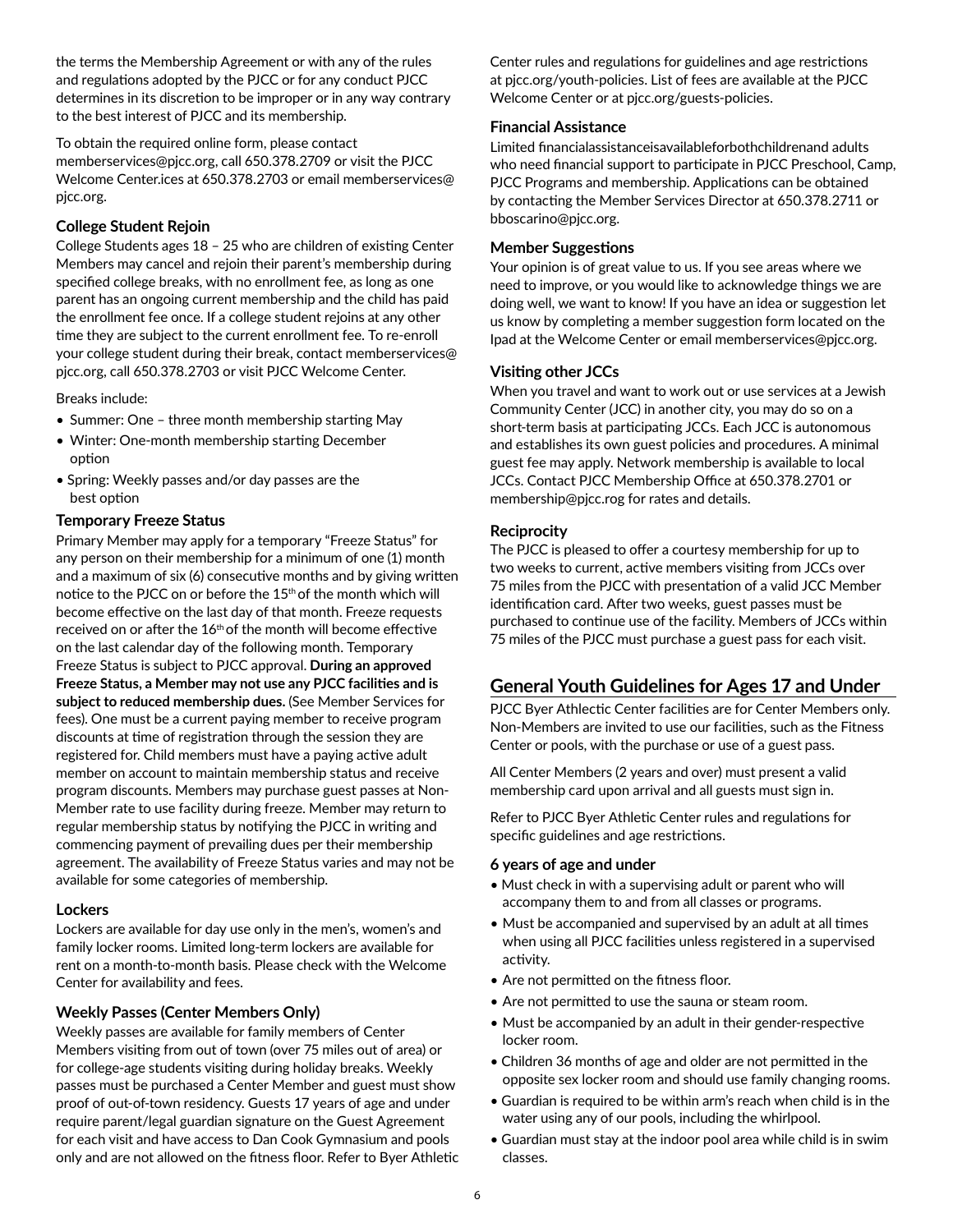the terms the Membership Agreement or with any of the rules and regulations adopted by the PJCC or for any conduct PJCC determines in its discretion to be improper or in any way contrary to the best interest of PJCC and its membership.

To obtain the required online form, please contact memberservices@pjcc.org, call 650.378.2709 or visit the PJCC Welcome Center.ices at 650.378.2703 or email memberservices@ pjcc.org.

### College Student Rejoin

College Students ages 18 – 25 who are children of existing Center Members may cancel and rejoin their parent's membership during specified college breaks, with no enrollment fee, as long as one parent has an ongoing current membership and the child has paid the enrollment fee once. If a college student rejoins at any other time they are subject to the current enrollment fee. To re-enroll your college student during their break, contact memberservices@ pjcc.org, call 650.378.2703 or visit PJCC Welcome Center.

Breaks include:

- Summer: One – three month membership starting May
- Winter: One-month membership starting December option
- Spring: Weekly passes and/or day passes are the best option

### Temporary Freeze Status

Primary Member may apply for a temporary "Freeze Status" for any person on their membership for a minimum of one (1) month and a maximum of six (6) consecutive months and by giving written notice to the PJCC on or before the 15th of the month which will become effective on the last day of that month. Freeze requests received on or after the 16th of the month will become effective on the last calendar day of the following month. Temporary Freeze Status is subject to PJCC approval. **During an approved Freeze Status, a Member may not use any PJCC facilities and is subject to reduced membership dues.** (See Member Services for fees). One must be a current paying member to receive program discounts at time of registration through the session they are registered for. Child members must have a paying active adult member on account to maintain membership status and receive program discounts. Members may purchase guest passes at Non-Member rate to use facility during freeze. Member may return to regular membership status by notifying the PJCC in writing and commencing payment of prevailing dues per their membership agreement. The availability of Freeze Status varies and may not be available for some categories of membership.

### Lockers

Lockers are available for day use only in the men's, women's and family locker rooms. Limited long-term lockers are available for rent on a month-to-month basis. Please check with the Welcome Center for availability and fees.

### Weekly Passes (Center Members Only)

Weekly passes are available for family members of Center Members visiting from out of town (over 75 miles out of area) or for college-age students visiting during holiday breaks. Weekly passes must be purchased a Center Member and guest must show proof of out-of-town residency. Guests 17 years of age and under require parent/legal guardian signature on the Guest Agreement for each visit and have access to Dan Cook Gymnasium and pools only and are not allowed on the fitness floor. Refer to Byer Athletic Center rules and regulations for guidelines and age restrictions at pjcc.org/youth-policies. List of fees are available at the PJCC Welcome Center or at pjcc.org/guests-policies.

### Financial Assistance

Limited financialassistanceisavailableforbothchildrenand adults who need financial support to participate in PJCC Preschool, Camp, PJCC Programs and membership. Applications can be obtained by contacting the Member Services Director at 650.378.2711 or bboscarino@pjcc.org.

### Member Suggestions

Your opinion is of great value to us. If you see areas where we need to improve, or you would like to acknowledge things we are doing well, we want to know! If you have an idea or suggestion let us know by completing a member suggestion form located on the Ipad at the Welcome Center or email memberservices@pjcc.org.

### Visiting other JCCs

When you travel and want to work out or use services at a Jewish Community Center (JCC) in another city, you may do so on a short-term basis at participating JCCs. Each JCC is autonomous and establishes its own guest policies and procedures. A minimal guest fee may apply. Network membership is available to local JCCs. Contact PJCC Membership Office at 650.378.2701 or membership@pjcc.rog for rates and details.

### Reciprocity

The PJCC is pleased to offer a courtesy membership for up to two weeks to current, active members visiting from JCCs over 75 miles from the PJCC with presentation of a valid JCC Member identification card. After two weeks, guest passes must be purchased to continue use of the facility. Members of JCCs within 75 miles of the PJCC must purchase a guest pass for each visit.

## General Youth Guidelines for Ages 17 and Under

PJCC Byer Athlectic Center facilities are for Center Members only. Non-Members are invited to use our facilities, such as the Fitness Center or pools, with the purchase or use of a guest pass.

All Center Members (2 years and over) must present a valid membership card upon arrival and all guests must sign in.

Refer to PJCC Byer Athletic Center rules and regulations for specific guidelines and age restrictions.

### 6 years of age and under

- Must check in with a supervising adult or parent who will accompany them to and from all classes or programs.
- Must be accompanied and supervised by an adult at all times when using all PJCC facilities unless registered in a supervised activity.
- Are not permitted on the fitness floor.
- Are not permitted to use the sauna or steam room.
- Must be accompanied by an adult in their gender-respective locker room.
- Children 36 months of age and older are not permitted in the opposite sex locker room and should use family changing rooms.
- Guardian is required to be within arm's reach when child is in the water using any of our pools, including the whirlpool.
- Guardian must stay at the indoor pool area while child is in swim classes.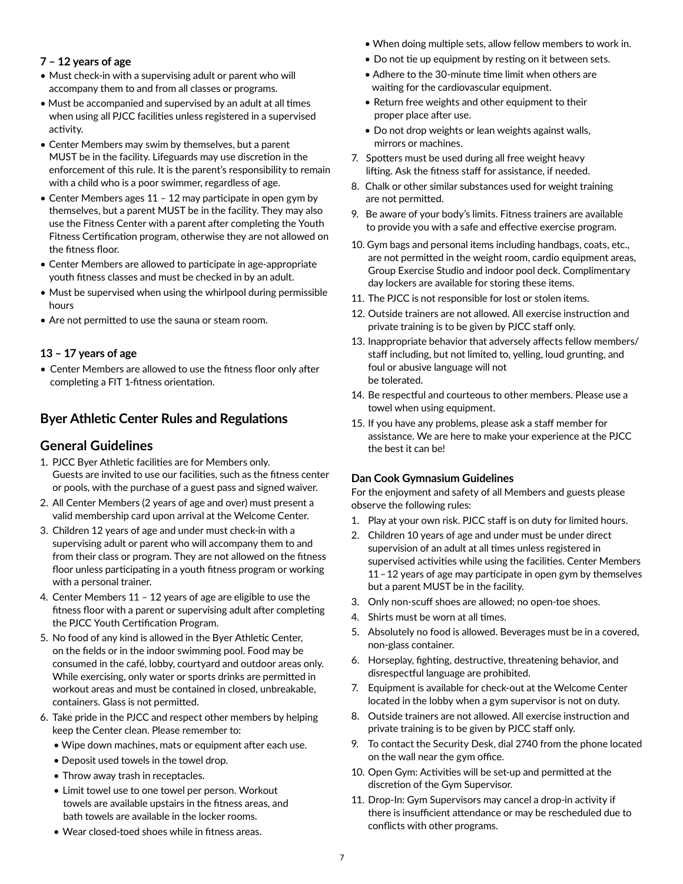### 7 – 12 years of age

- Must check-in with a supervising adult or parent who will accompany them to and from all classes or programs.
- Must be accompanied and supervised by an adult at all times when using all PJCC facilities unless registered in a supervised activity.
- Center Members may swim by themselves, but a parent MUST be in the facility. Lifeguards may use discretion in the enforcement of this rule. It is the parent's responsibility to remain with a child who is a poor swimmer, regardless of age.
- Center Members ages 11 – 12 may participate in open gym by themselves, but a parent MUST be in the facility. They may also use the Fitness Center with a parent after completing the Youth Fitness Certification program, otherwise they are not allowed on the fitness floor.
- Center Members are allowed to participate in age-appropriate youth fitness classes and must be checked in by an adult.
- Must be supervised when using the whirlpool during permissible hours
- Are not permitted to use the sauna or steam room.

### 13 – 17 years of age

- Center Members are allowed to use the fitness floor only after completing a FIT 1-fitness orientation.

## Byer Athletic Center Rules and Regulations

## General Guidelines

1. PJCC Byer Athletic facilities are for Members only. Guests are invited to use our facilities, such as the fitness center or pools, with the purchase of a guest pass and signed waiver.
2. All Center Members (2 years of age and over) must present a valid membership card upon arrival at the Welcome Center.
3. Children 12 years of age and under must check-in with a supervising adult or parent who will accompany them to and from their class or program. They are not allowed on the fitness floor unless participating in a youth fitness program or working with a personal trainer.
4. Center Members 11 – 12 years of age are eligible to use the fitness floor with a parent or supervising adult after completing the PJCC Youth Certification Program.
5. No food of any kind is allowed in the Byer Athletic Center, on the fields or in the indoor swimming pool. Food may be consumed in the café, lobby, courtyard and outdoor areas only. While exercising, only water or sports drinks are permitted in workout areas and must be contained in closed, unbreakable, containers. Glass is not permitted.
6. Take pride in the PJCC and respect other members by helping keep the Center clean. Please remember to:
   - Wipe down machines, mats or equipment after each use.
   - Deposit used towels in the towel drop.
   - Throw away trash in receptacles.
   - Limit towel use to one towel per person. Workout towels are available upstairs in the fitness areas, and bath towels are available in the locker rooms.
   - Wear closed-toed shoes while in fitness areas.
   - When doing multiple sets, allow fellow members to work in.
   - Do not tie up equipment by resting on it between sets.
   - Adhere to the 30-minute time limit when others are waiting for the cardiovascular equipment.
   - Return free weights and other equipment to their proper place after use.
   - Do not drop weights or lean weights against walls, mirrors or machines.
7. Spotters must be used during all free weight heavy lifting. Ask the fitness staff for assistance, if needed.
8. Chalk or other similar substances used for weight training are not permitted.
9. Be aware of your body's limits. Fitness trainers are available to provide you with a safe and effective exercise program.
10. Gym bags and personal items including handbags, coats, etc., are not permitted in the weight room, cardio equipment areas, Group Exercise Studio and indoor pool deck. Complimentary day lockers are available for storing these items.
11. The PJCC is not responsible for lost or stolen items.
12. Outside trainers are not allowed. All exercise instruction and private training is to be given by PJCC staff only.
13. Inappropriate behavior that adversely affects fellow members/staff including, but not limited to, yelling, loud grunting, and foul or abusive language will not be tolerated.
14. Be respectful and courteous to other members. Please use a towel when using equipment.
15. If you have any problems, please ask a staff member for assistance. We are here to make your experience at the PJCC the best it can be!

### Dan Cook Gymnasium Guidelines

For the enjoyment and safety of all Members and guests please observe the following rules:

1. Play at your own risk. PJCC staff is on duty for limited hours.
2. Children 10 years of age and under must be under direct supervision of an adult at all times unless registered in supervised activities while using the facilities. Center Members 11 – 12 years of age may participate in open gym by themselves but a parent MUST be in the facility.
3. Only non-scuff shoes are allowed; no open-toe shoes.
4. Shirts must be worn at all times.
5. Absolutely no food is allowed. Beverages must be in a covered, non-glass container.
6. Horseplay, fighting, destructive, threatening behavior, and disrespectful language are prohibited.
7. Equipment is available for check-out at the Welcome Center located in the lobby when a gym supervisor is not on duty.
8. Outside trainers are not allowed. All exercise instruction and private training is to be given by PJCC staff only.
9. To contact the Security Desk, dial 2740 from the phone located on the wall near the gym office.
10. Open Gym: Activities will be set-up and permitted at the discretion of the Gym Supervisor.
11. Drop-In: Gym Supervisors may cancel a drop-in activity if there is insufficient attendance or may be rescheduled due to conflicts with other programs.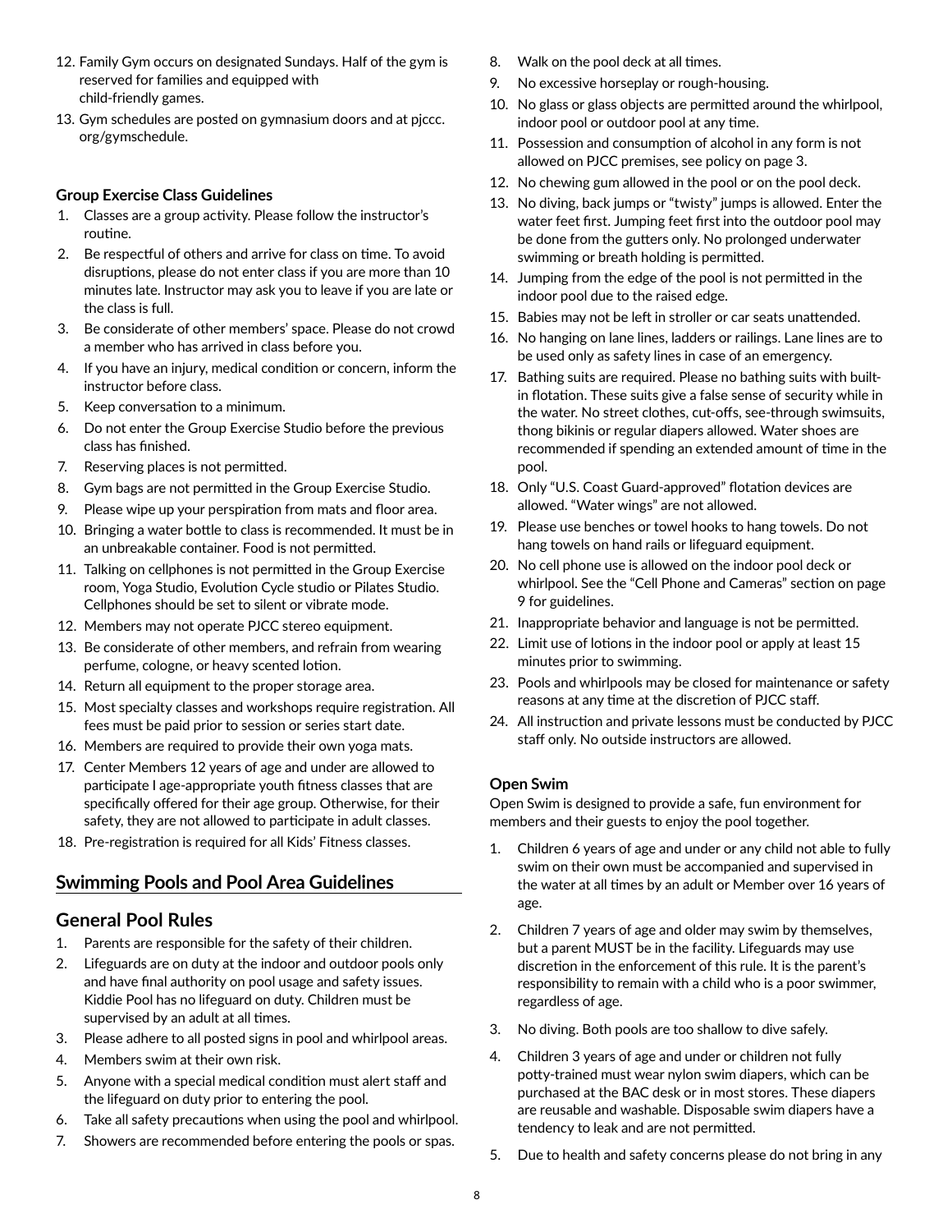12. Family Gym occurs on designated Sundays. Half of the gym is reserved for families and equipped with child-friendly games.
13. Gym schedules are posted on gymnasium doors and at pjccc.org/gymschedule.

**Group Exercise Class Guidelines**

1. Classes are a group activity. Please follow the instructor's routine.
2. Be respectful of others and arrive for class on time. To avoid disruptions, please do not enter class if you are more than 10 minutes late. Instructor may ask you to leave if you are late or the class is full.
3. Be considerate of other members' space. Please do not crowd a member who has arrived in class before you.
4. If you have an injury, medical condition or concern, inform the instructor before class.
5. Keep conversation to a minimum.
6. Do not enter the Group Exercise Studio before the previous class has finished.
7. Reserving places is not permitted.
8. Gym bags are not permitted in the Group Exercise Studio.
9. Please wipe up your perspiration from mats and floor area.
10. Bringing a water bottle to class is recommended. It must be in an unbreakable container. Food is not permitted.
11. Talking on cellphones is not permitted in the Group Exercise room, Yoga Studio, Evolution Cycle studio or Pilates Studio. Cellphones should be set to silent or vibrate mode.
12. Members may not operate PJCC stereo equipment.
13. Be considerate of other members, and refrain from wearing perfume, cologne, or heavy scented lotion.
14. Return all equipment to the proper storage area.
15. Most specialty classes and workshops require registration. All fees must be paid prior to session or series start date.
16. Members are required to provide their own yoga mats.
17. Center Members 12 years of age and under are allowed to participate I age-appropriate youth fitness classes that are specifically offered for their age group. Otherwise, for their safety, they are not allowed to participate in adult classes.
18. Pre-registration is required for all Kids' Fitness classes.

## Swimming Pools and Pool Area Guidelines

## General Pool Rules

1. Parents are responsible for the safety of their children.
2. Lifeguards are on duty at the indoor and outdoor pools only and have final authority on pool usage and safety issues. Kiddie Pool has no lifeguard on duty. Children must be supervised by an adult at all times.
3. Please adhere to all posted signs in pool and whirlpool areas.
4. Members swim at their own risk.
5. Anyone with a special medical condition must alert staff and the lifeguard on duty prior to entering the pool.
6. Take all safety precautions when using the pool and whirlpool.
7. Showers are recommended before entering the pools or spas.
8. Walk on the pool deck at all times.
9. No excessive horseplay or rough-housing.
10. No glass or glass objects are permitted around the whirlpool, indoor pool or outdoor pool at any time.
11. Possession and consumption of alcohol in any form is not allowed on PJCC premises, see policy on page 3.
12. No chewing gum allowed in the pool or on the pool deck.
13. No diving, back jumps or "twisty" jumps is allowed. Enter the water feet first. Jumping feet first into the outdoor pool may be done from the gutters only. No prolonged underwater swimming or breath holding is permitted.
14. Jumping from the edge of the pool is not permitted in the indoor pool due to the raised edge.
15. Babies may not be left in stroller or car seats unattended.
16. No hanging on lane lines, ladders or railings. Lane lines are to be used only as safety lines in case of an emergency.
17. Bathing suits are required. Please no bathing suits with built-in flotation. These suits give a false sense of security while in the water. No street clothes, cut-offs, see-through swimsuits, thong bikinis or regular diapers allowed. Water shoes are recommended if spending an extended amount of time in the pool.
18. Only "U.S. Coast Guard-approved" flotation devices are allowed. "Water wings" are not allowed.
19. Please use benches or towel hooks to hang towels. Do not hang towels on hand rails or lifeguard equipment.
20. No cell phone use is allowed on the indoor pool deck or whirlpool. See the "Cell Phone and Cameras" section on page 9 for guidelines.
21. Inappropriate behavior and language is not be permitted.
22. Limit use of lotions in the indoor pool or apply at least 15 minutes prior to swimming.
23. Pools and whirlpools may be closed for maintenance or safety reasons at any time at the discretion of PJCC staff.
24. All instruction and private lessons must be conducted by PJCC staff only. No outside instructors are allowed.

**Open Swim**

Open Swim is designed to provide a safe, fun environment for members and their guests to enjoy the pool together.

1. Children 6 years of age and under or any child not able to fully swim on their own must be accompanied and supervised in the water at all times by an adult or Member over 16 years of age.
2. Children 7 years of age and older may swim by themselves, but a parent MUST be in the facility. Lifeguards may use discretion in the enforcement of this rule. It is the parent's responsibility to remain with a child who is a poor swimmer, regardless of age.
3. No diving. Both pools are too shallow to dive safely.
4. Children 3 years of age and under or children not fully potty-trained must wear nylon swim diapers, which can be purchased at the BAC desk or in most stores. These diapers are reusable and washable. Disposable swim diapers have a tendency to leak and are not permitted.
5. Due to health and safety concerns please do not bring in any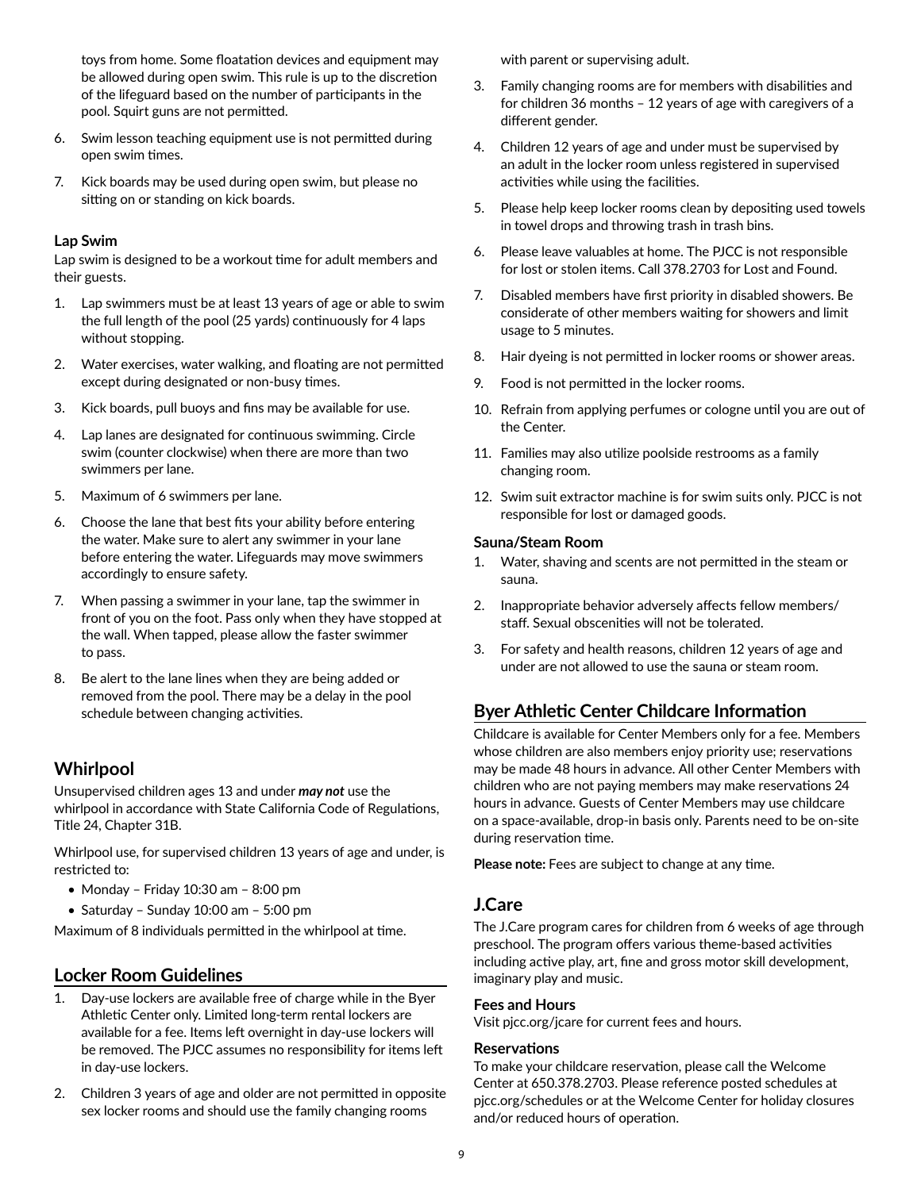toys from home. Some floatation devices and equipment may be allowed during open swim. This rule is up to the discretion of the lifeguard based on the number of participants in the pool. Squirt guns are not permitted.

6. Swim lesson teaching equipment use is not permitted during open swim times.
7. Kick boards may be used during open swim, but please no sitting on or standing on kick boards.

### Lap Swim

Lap swim is designed to be a workout time for adult members and their guests.

1. Lap swimmers must be at least 13 years of age or able to swim the full length of the pool (25 yards) continuously for 4 laps without stopping.
2. Water exercises, water walking, and floating are not permitted except during designated or non-busy times.
3. Kick boards, pull buoys and fins may be available for use.
4. Lap lanes are designated for continuous swimming. Circle swim (counter clockwise) when there are more than two swimmers per lane.
5. Maximum of 6 swimmers per lane.
6. Choose the lane that best fits your ability before entering the water. Make sure to alert any swimmer in your lane before entering the water. Lifeguards may move swimmers accordingly to ensure safety.
7. When passing a swimmer in your lane, tap the swimmer in front of you on the foot. Pass only when they have stopped at the wall. When tapped, please allow the faster swimmer to pass.
8. Be alert to the lane lines when they are being added or removed from the pool. There may be a delay in the pool schedule between changing activities.

## Whirlpool

Unsupervised children ages 13 and under ***may not*** use the whirlpool in accordance with State California Code of Regulations, Title 24, Chapter 31B.

Whirlpool use, for supervised children 13 years of age and under, is restricted to:

- Monday – Friday 10:30 am – 8:00 pm
- Saturday – Sunday 10:00 am – 5:00 pm

Maximum of 8 individuals permitted in the whirlpool at time.

## Locker Room Guidelines

1. Day-use lockers are available free of charge while in the Byer Athletic Center only. Limited long-term rental lockers are available for a fee. Items left overnight in day-use lockers will be removed. The PJCC assumes no responsibility for items left in day-use lockers.
2. Children 3 years of age and older are not permitted in opposite sex locker rooms and should use the family changing rooms with parent or supervising adult.
3. Family changing rooms are for members with disabilities and for children 36 months – 12 years of age with caregivers of a different gender.
4. Children 12 years of age and under must be supervised by an adult in the locker room unless registered in supervised activities while using the facilities.
5. Please help keep locker rooms clean by depositing used towels in towel drops and throwing trash in trash bins.
6. Please leave valuables at home. The PJCC is not responsible for lost or stolen items. Call 378.2703 for Lost and Found.
7. Disabled members have first priority in disabled showers. Be considerate of other members waiting for showers and limit usage to 5 minutes.
8. Hair dyeing is not permitted in locker rooms or shower areas.
9. Food is not permitted in the locker rooms.
10. Refrain from applying perfumes or cologne until you are out of the Center.
11. Families may also utilize poolside restrooms as a family changing room.
12. Swim suit extractor machine is for swim suits only. PJCC is not responsible for lost or damaged goods.

### Sauna/Steam Room

1. Water, shaving and scents are not permitted in the steam or sauna.
2. Inappropriate behavior adversely affects fellow members/ staff. Sexual obscenities will not be tolerated.
3. For safety and health reasons, children 12 years of age and under are not allowed to use the sauna or steam room.

## Byer Athletic Center Childcare Information

Childcare is available for Center Members only for a fee. Members whose children are also members enjoy priority use; reservations may be made 48 hours in advance. All other Center Members with children who are not paying members may make reservations 24 hours in advance. Guests of Center Members may use childcare on a space-available, drop-in basis only. Parents need to be on-site during reservation time.

**Please note:** Fees are subject to change at any time.

## J.Care

The J.Care program cares for children from 6 weeks of age through preschool. The program offers various theme-based activities including active play, art, fine and gross motor skill development, imaginary play and music.

### Fees and Hours

Visit pjcc.org/jcare for current fees and hours.

### Reservations

To make your childcare reservation, please call the Welcome Center at 650.378.2703. Please reference posted schedules at pjcc.org/schedules or at the Welcome Center for holiday closures and/or reduced hours of operation.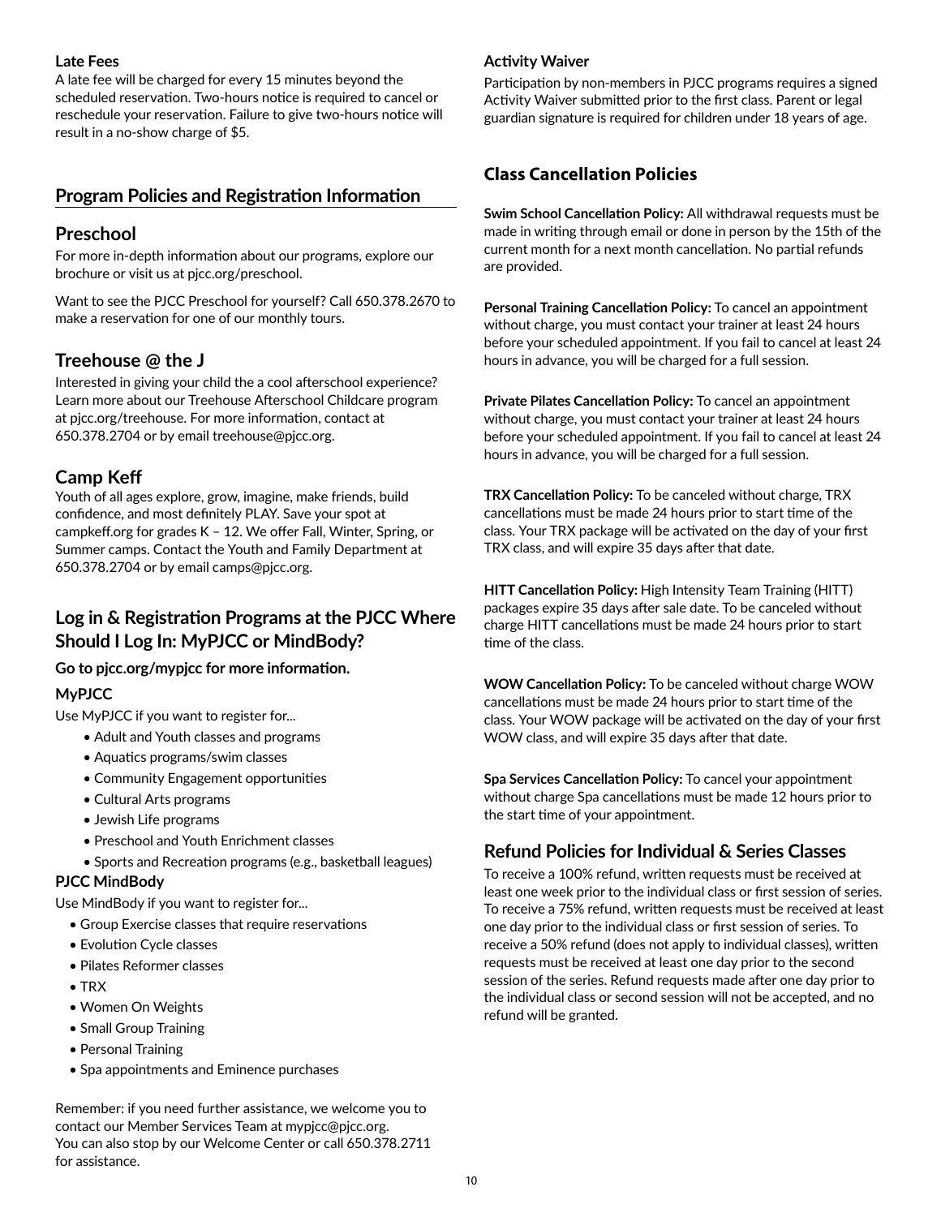**Late Fees**

A late fee will be charged for every 15 minutes beyond the scheduled reservation. Two-hours notice is required to cancel or reschedule your reservation. Failure to give two-hours notice will result in a no-show charge of $5.

## Program Policies and Registration Information

### Preschool

For more in-depth information about our programs, explore our brochure or visit us at pjcc.org/preschool.

Want to see the PJCC Preschool for yourself? Call 650.378.2670 to make a reservation for one of our monthly tours.

### Treehouse @ the J

Interested in giving your child the a cool afterschool experience? Learn more about our Treehouse Afterschool Childcare program at pjcc.org/treehouse. For more information, contact at 650.378.2704 or by email treehouse@pjcc.org.

### Camp Keff

Youth of all ages explore, grow, imagine, make friends, build confidence, and most definitely PLAY. Save your spot at campkeff.org for grades K – 12. We offer Fall, Winter, Spring, or Summer camps. Contact the Youth and Family Department at 650.378.2704 or by email camps@pjcc.org.

### Log in & Registration Programs at the PJCC Where Should I Log In: MyPJCC or MindBody?

**Go to pjcc.org/mypjcc for more information.**

**MyPJCC**

Use MyPJCC if you want to register for...

- Adult and Youth classes and programs
- Aquatics programs/swim classes
- Community Engagement opportunities
- Cultural Arts programs
- Jewish Life programs
- Preschool and Youth Enrichment classes
- Sports and Recreation programs (e.g., basketball leagues)

**PJCC MindBody**

Use MindBody if you want to register for...

- Group Exercise classes that require reservations
- Evolution Cycle classes
- Pilates Reformer classes
- TRX
- Women On Weights
- Small Group Training
- Personal Training
- Spa appointments and Eminence purchases

Remember: if you need further assistance, we welcome you to contact our Member Services Team at mypjcc@pjcc.org. You can also stop by our Welcome Center or call 650.378.2711 for assistance.

**Activity Waiver**

Participation by non-members in PJCC programs requires a signed Activity Waiver submitted prior to the first class. Parent or legal guardian signature is required for children under 18 years of age.

## Class Cancellation Policies

**Swim School Cancellation Policy:** All withdrawal requests must be made in writing through email or done in person by the 15th of the current month for a next month cancellation. No partial refunds are provided.

**Personal Training Cancellation Policy:** To cancel an appointment without charge, you must contact your trainer at least 24 hours before your scheduled appointment. If you fail to cancel at least 24 hours in advance, you will be charged for a full session.

**Private Pilates Cancellation Policy:** To cancel an appointment without charge, you must contact your trainer at least 24 hours before your scheduled appointment. If you fail to cancel at least 24 hours in advance, you will be charged for a full session.

**TRX Cancellation Policy:** To be canceled without charge, TRX cancellations must be made 24 hours prior to start time of the class. Your TRX package will be activated on the day of your first TRX class, and will expire 35 days after that date.

**HITT Cancellation Policy:** High Intensity Team Training (HITT) packages expire 35 days after sale date. To be canceled without charge HITT cancellations must be made 24 hours prior to start time of the class.

**WOW Cancellation Policy:** To be canceled without charge WOW cancellations must be made 24 hours prior to start time of the class. Your WOW package will be activated on the day of your first WOW class, and will expire 35 days after that date.

**Spa Services Cancellation Policy:** To cancel your appointment without charge Spa cancellations must be made 12 hours prior to the start time of your appointment.

### Refund Policies for Individual & Series Classes

To receive a 100% refund, written requests must be received at least one week prior to the individual class or first session of series. To receive a 75% refund, written requests must be received at least one day prior to the individual class or first session of series. To receive a 50% refund (does not apply to individual classes), written requests must be received at least one day prior to the second session of the series. Refund requests made after one day prior to the individual class or second session will not be accepted, and no refund will be granted.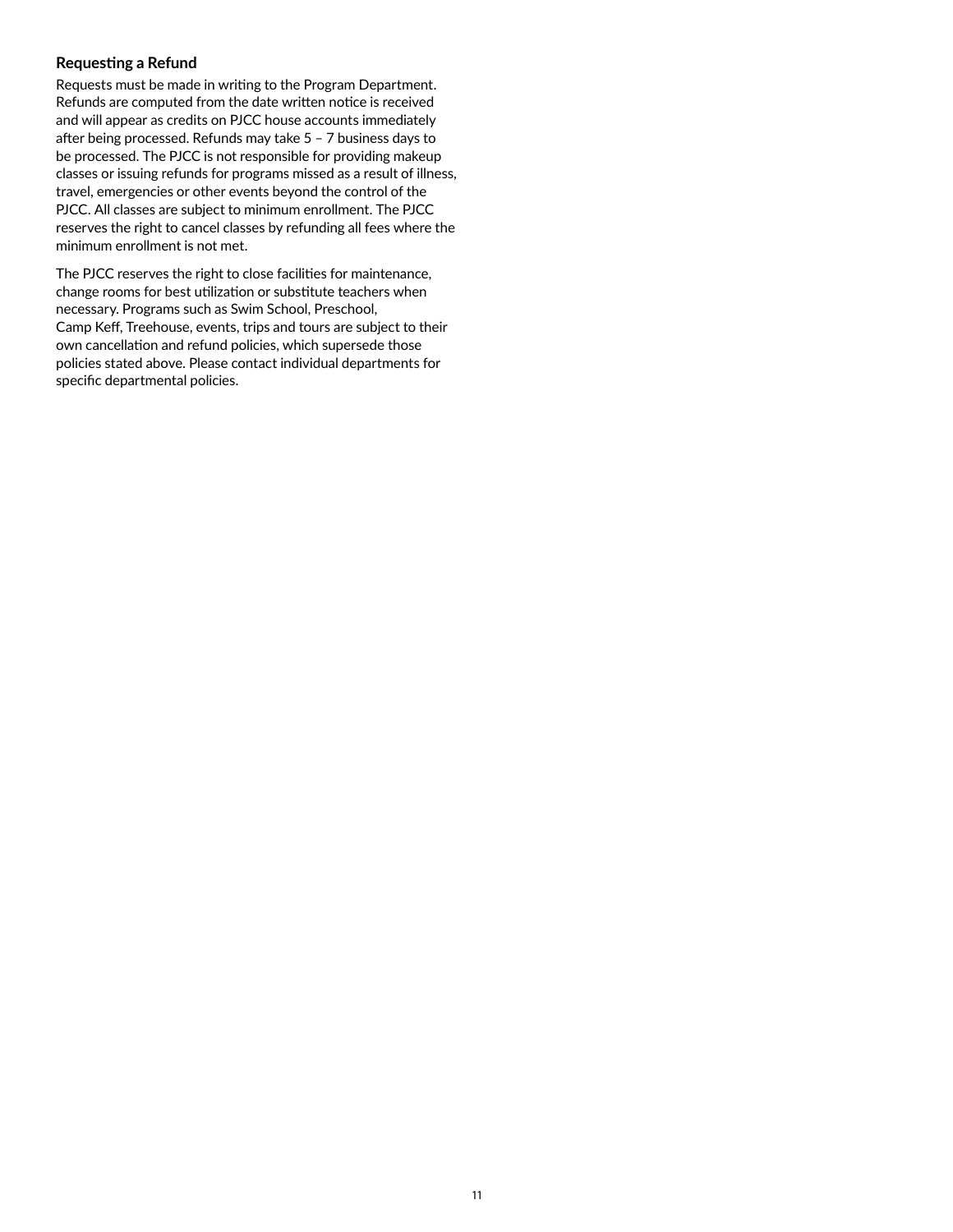### Requesting a Refund

Requests must be made in writing to the Program Department. Refunds are computed from the date written notice is received and will appear as credits on PJCC house accounts immediately after being processed. Refunds may take 5 – 7 business days to be processed. The PJCC is not responsible for providing makeup classes or issuing refunds for programs missed as a result of illness, travel, emergencies or other events beyond the control of the PJCC. All classes are subject to minimum enrollment. The PJCC reserves the right to cancel classes by refunding all fees where the minimum enrollment is not met.

The PJCC reserves the right to close facilities for maintenance, change rooms for best utilization or substitute teachers when necessary. Programs such as Swim School, Preschool, Camp Keff, Treehouse, events, trips and tours are subject to their own cancellation and refund policies, which supersede those policies stated above. Please contact individual departments for specific departmental policies.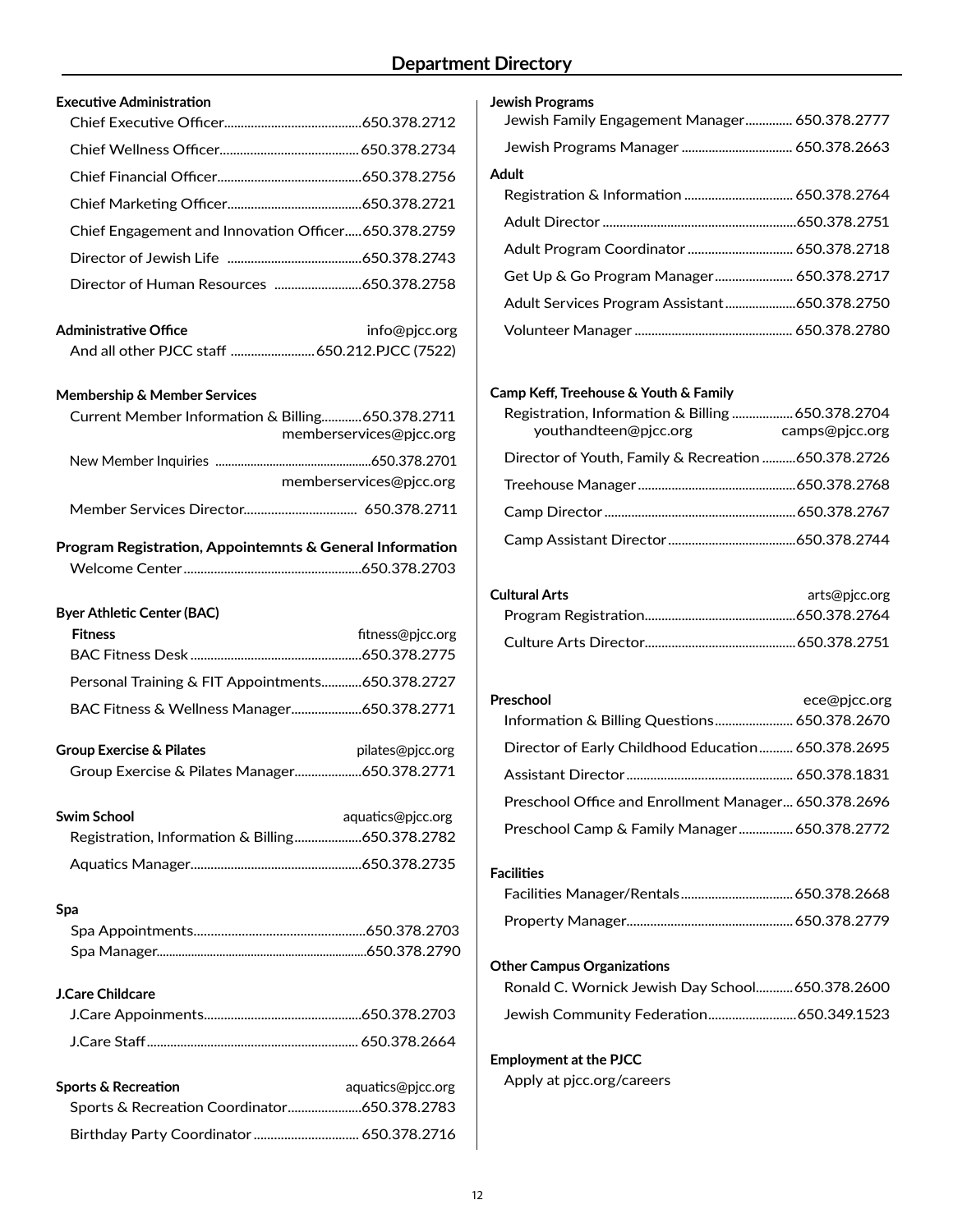# Department Directory

**Executive Administration**

Chief Executive Officer........................................650.378.2712

Chief Wellness Officer........................................650.378.2734

Chief Financial Officer..........................................650.378.2756

Chief Marketing Officer.......................................650.378.2721

Chief Engagement and Innovation Officer.....650.378.2759

Director of Jewish Life ........................................650.378.2743

Director of Human Resources ..........................650.378.2758

**Administrative Office** info@pjcc.org

And all other PJCC staff .........................650.212.PJCC (7522)

**Membership & Member Services**

Current Member Information & Billing............650.378.2711
memberservices@pjcc.org

New Member Inquiries ................................................650.378.2701
memberservices@pjcc.org

Member Services Director................................ 650.378.2711

**Program Registration, Appointemnts & General Information**

Welcome Center....................................................650.378.2703

**Byer Athletic Center (BAC)**

**Fitness** fitness@pjcc.org

BAC Fitness Desk..................................................650.378.2775

Personal Training & FIT Appointments............650.378.2727

BAC Fitness & Wellness Manager.....................650.378.2771

**Group Exercise & Pilates** pilates@pjcc.org

Group Exercise & Pilates Manager....................650.378.2771

**Swim School** aquatics@pjcc.org

Registration, Information & Billing....................650.378.2782

Aquatics Manager..................................................650.378.2735

**Spa**

Spa Appointments..................................................650.378.2703

Spa Manager.................................................................650.378.2790

**J.Care Childcare**

J.Care Appointments..............................................650.378.2703

J.Care Staff.............................................................. 650.378.2664

**Sports & Recreation** aquatics@pjcc.org

Sports & Recreation Coordinator......................650.378.2783

Birthday Party Coordinator............................... 650.378.2716

**Jewish Programs**

Jewish Family Engagement Manager.............. 650.378.2777

Jewish Programs Manager ................................. 650.378.2663

**Adult**

Registration & Information ................................ 650.378.2764

Adult Director .........................................................650.378.2751

Adult Program Coordinator ............................... 650.378.2718

Get Up & Go Program Manager....................... 650.378.2717

Adult Services Program Assistant.....................650.378.2750

Volunteer Manager .............................................. 650.378.2780

**Camp Keff, Treehouse & Youth & Family**

Registration, Information & Billing ..................650.378.2704
youthandteen@pjcc.org camps@pjcc.org

Director of Youth, Family & Recreation ..........650.378.2726

Treehouse Manager..............................................650.378.2768

Camp Director........................................................650.378.2767

Camp Assistant Director......................................650.378.2744

**Cultural Arts** arts@pjcc.org

Program Registration............................................650.378.2764

Culture Arts Director............................................650.378.2751

**Preschool** ece@pjcc.org

Information & Billing Questions....................... 650.378.2670

Director of Early Childhood Education.......... 650.378.2695

Assistant Director................................................ 650.378.1831

Preschool Office and Enrollment Manager... 650.378.2696

Preschool Camp & Family Manager................ 650.378.2772

**Facilities**

Facilities Manager/Rentals.................................650.378.2668

Property Manager................................................650.378.2779

**Other Campus Organizations**

Ronald C. Wornick Jewish Day School...........650.378.2600

Jewish Community Federation..........................650.349.1523

**Employment at the PJCC**

Apply at pjcc.org/careers